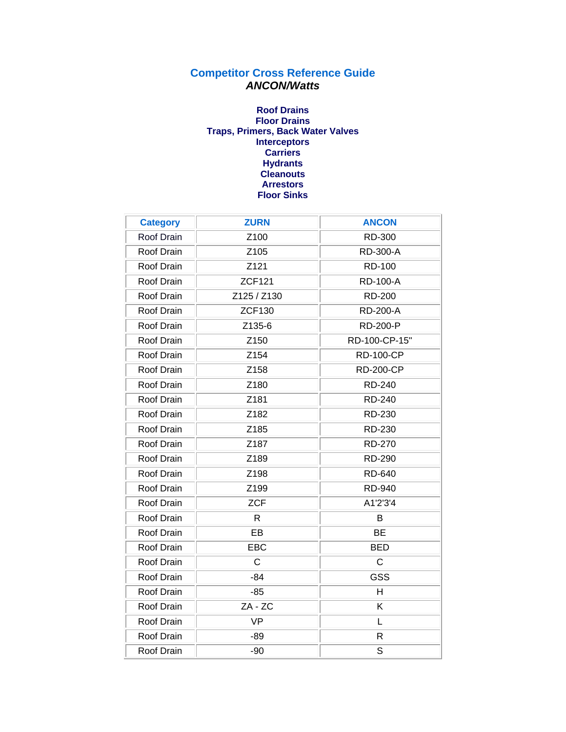# Competitor Cross Reference Guide

## *ANCON/Watts*

**Roof Drains**
**Floor Drains**
**Traps, Primers, Back Water Valves**
**Interceptors**
**Carriers**
**Hydrants**
**Cleanouts**
**Arrestors**
**Floor Sinks**

| Category | ZURN | ANCON |
|---|---|---|
| Roof Drain | Z100 | RD-300 |
| Roof Drain | Z105 | RD-300-A |
| Roof Drain | Z121 | RD-100 |
| Roof Drain | ZCF121 | RD-100-A |
| Roof Drain | Z125 / Z130 | RD-200 |
| Roof Drain | ZCF130 | RD-200-A |
| Roof Drain | Z135-6 | RD-200-P |
| Roof Drain | Z150 | RD-100-CP-15" |
| Roof Drain | Z154 | RD-100-CP |
| Roof Drain | Z158 | RD-200-CP |
| Roof Drain | Z180 | RD-240 |
| Roof Drain | Z181 | RD-240 |
| Roof Drain | Z182 | RD-230 |
| Roof Drain | Z185 | RD-230 |
| Roof Drain | Z187 | RD-270 |
| Roof Drain | Z189 | RD-290 |
| Roof Drain | Z198 | RD-640 |
| Roof Drain | Z199 | RD-940 |
| Roof Drain | ZCF | A1'2'3'4 |
| Roof Drain | R | B |
| Roof Drain | EB | BE |
| Roof Drain | EBC | BED |
| Roof Drain | C | C |
| Roof Drain | -84 | GSS |
| Roof Drain | -85 | H |
| Roof Drain | ZA - ZC | K |
| Roof Drain | VP | L |
| Roof Drain | -89 | R |
| Roof Drain | -90 | S |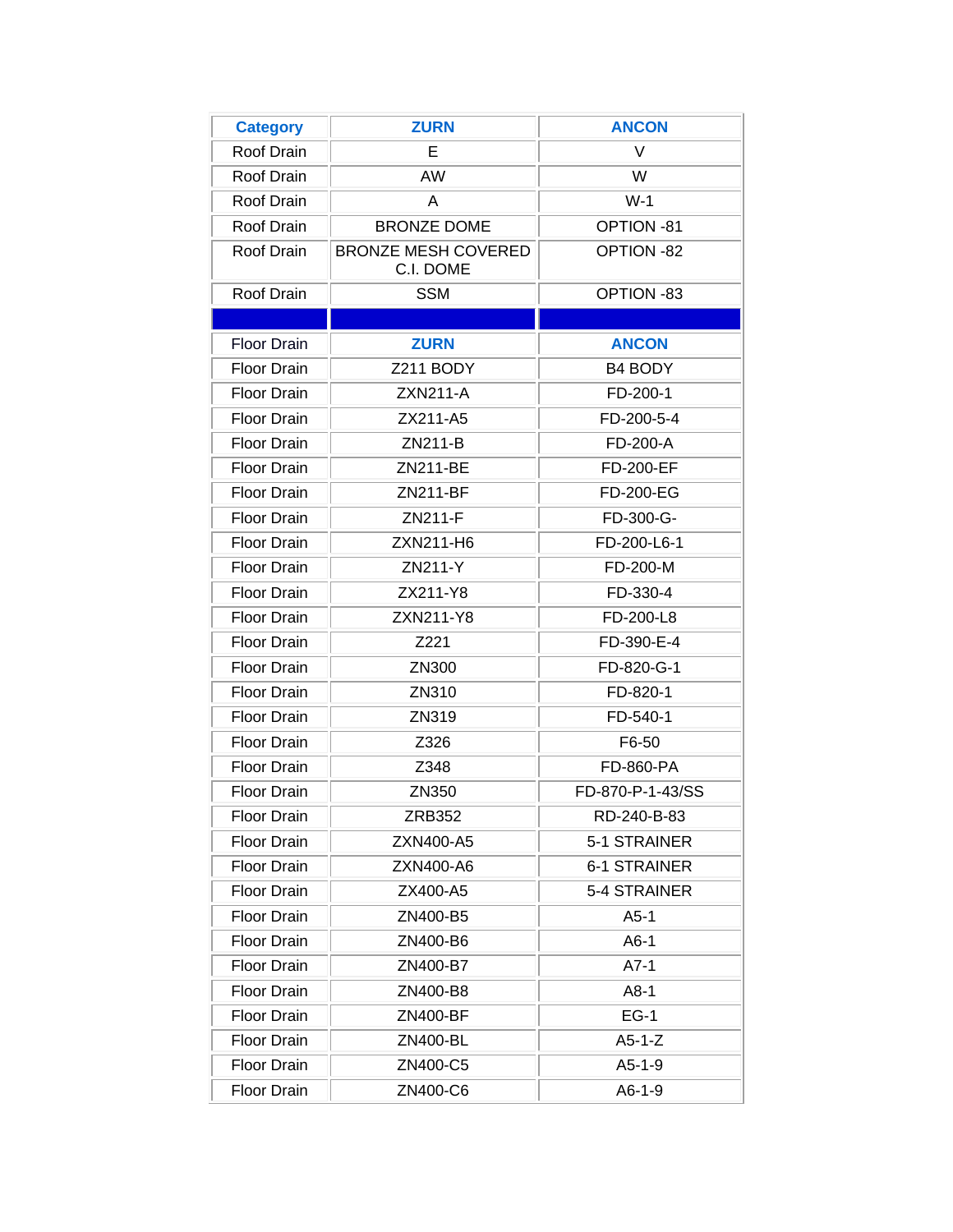| Category | ZURN | ANCON |
|---|---|---|
| Roof Drain | E | V |
| Roof Drain | AW | W |
| Roof Drain | A | W-1 |
| Roof Drain | BRONZE DOME | OPTION -81 |
| Roof Drain | BRONZE MESH COVERED C.I. DOME | OPTION -82 |
| Roof Drain | SSM | OPTION -83 |
| | | |
| Floor Drain | ZURN | ANCON |
| Floor Drain | Z211 BODY | B4 BODY |
| Floor Drain | ZXN211-A | FD-200-1 |
| Floor Drain | ZX211-A5 | FD-200-5-4 |
| Floor Drain | ZN211-B | FD-200-A |
| Floor Drain | ZN211-BE | FD-200-EF |
| Floor Drain | ZN211-BF | FD-200-EG |
| Floor Drain | ZN211-F | FD-300-G- |
| Floor Drain | ZXN211-H6 | FD-200-L6-1 |
| Floor Drain | ZN211-Y | FD-200-M |
| Floor Drain | ZX211-Y8 | FD-330-4 |
| Floor Drain | ZXN211-Y8 | FD-200-L8 |
| Floor Drain | Z221 | FD-390-E-4 |
| Floor Drain | ZN300 | FD-820-G-1 |
| Floor Drain | ZN310 | FD-820-1 |
| Floor Drain | ZN319 | FD-540-1 |
| Floor Drain | Z326 | F6-50 |
| Floor Drain | Z348 | FD-860-PA |
| Floor Drain | ZN350 | FD-870-P-1-43/SS |
| Floor Drain | ZRB352 | RD-240-B-83 |
| Floor Drain | ZXN400-A5 | 5-1 STRAINER |
| Floor Drain | ZXN400-A6 | 6-1 STRAINER |
| Floor Drain | ZX400-A5 | 5-4 STRAINER |
| Floor Drain | ZN400-B5 | A5-1 |
| Floor Drain | ZN400-B6 | A6-1 |
| Floor Drain | ZN400-B7 | A7-1 |
| Floor Drain | ZN400-B8 | A8-1 |
| Floor Drain | ZN400-BF | EG-1 |
| Floor Drain | ZN400-BL | A5-1-Z |
| Floor Drain | ZN400-C5 | A5-1-9 |
| Floor Drain | ZN400-C6 | A6-1-9 |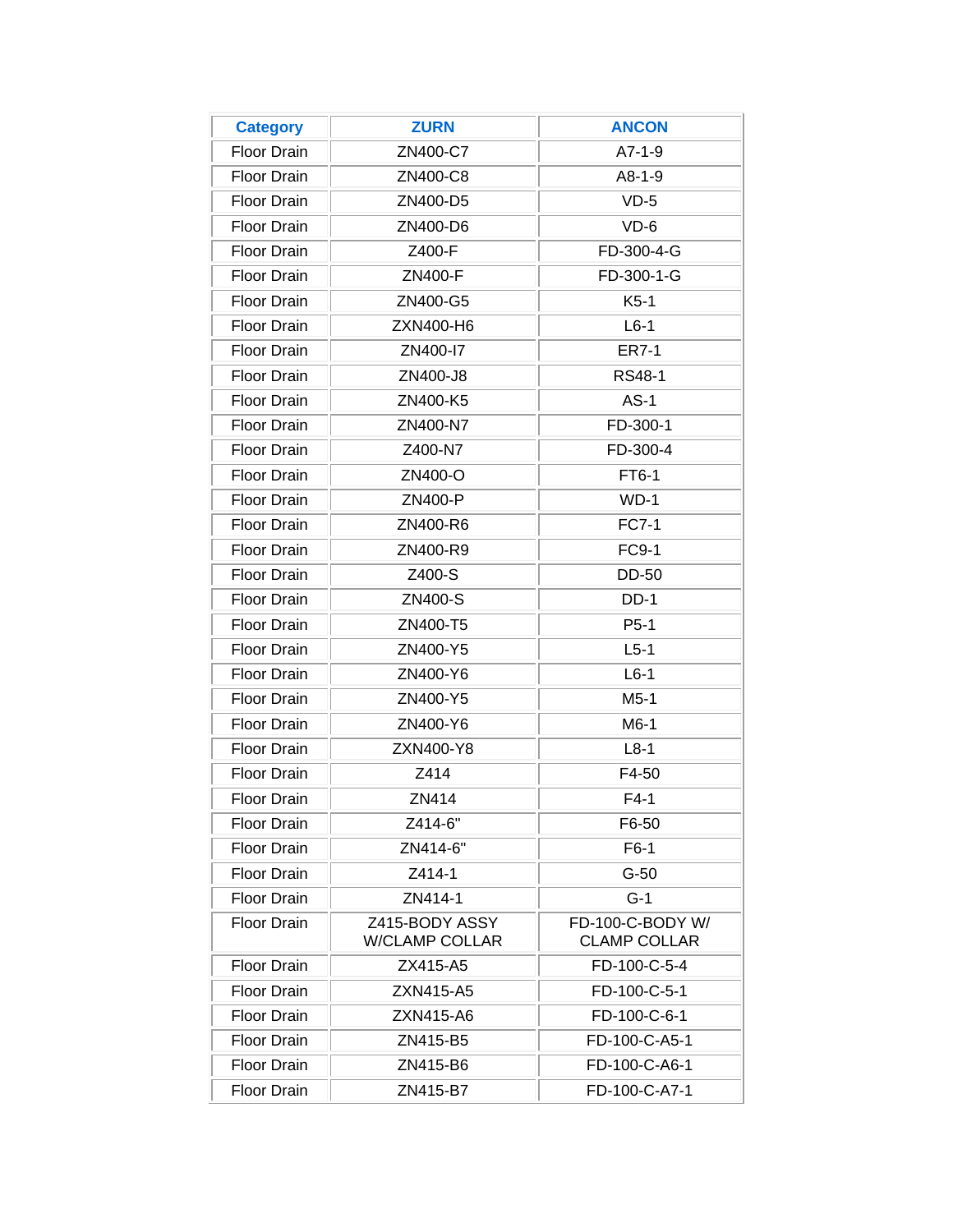| Category | ZURN | ANCON |
|---|---|---|
| Floor Drain | ZN400-C7 | A7-1-9 |
| Floor Drain | ZN400-C8 | A8-1-9 |
| Floor Drain | ZN400-D5 | VD-5 |
| Floor Drain | ZN400-D6 | VD-6 |
| Floor Drain | Z400-F | FD-300-4-G |
| Floor Drain | ZN400-F | FD-300-1-G |
| Floor Drain | ZN400-G5 | K5-1 |
| Floor Drain | ZXN400-H6 | L6-1 |
| Floor Drain | ZN400-I7 | ER7-1 |
| Floor Drain | ZN400-J8 | RS48-1 |
| Floor Drain | ZN400-K5 | AS-1 |
| Floor Drain | ZN400-N7 | FD-300-1 |
| Floor Drain | Z400-N7 | FD-300-4 |
| Floor Drain | ZN400-O | FT6-1 |
| Floor Drain | ZN400-P | WD-1 |
| Floor Drain | ZN400-R6 | FC7-1 |
| Floor Drain | ZN400-R9 | FC9-1 |
| Floor Drain | Z400-S | DD-50 |
| Floor Drain | ZN400-S | DD-1 |
| Floor Drain | ZN400-T5 | P5-1 |
| Floor Drain | ZN400-Y5 | L5-1 |
| Floor Drain | ZN400-Y6 | L6-1 |
| Floor Drain | ZN400-Y5 | M5-1 |
| Floor Drain | ZN400-Y6 | M6-1 |
| Floor Drain | ZXN400-Y8 | L8-1 |
| Floor Drain | Z414 | F4-50 |
| Floor Drain | ZN414 | F4-1 |
| Floor Drain | Z414-6" | F6-50 |
| Floor Drain | ZN414-6" | F6-1 |
| Floor Drain | Z414-1 | G-50 |
| Floor Drain | ZN414-1 | G-1 |
| Floor Drain | Z415-BODY ASSY W/CLAMP COLLAR | FD-100-C-BODY W/ CLAMP COLLAR |
| Floor Drain | ZX415-A5 | FD-100-C-5-4 |
| Floor Drain | ZXN415-A5 | FD-100-C-5-1 |
| Floor Drain | ZXN415-A6 | FD-100-C-6-1 |
| Floor Drain | ZN415-B5 | FD-100-C-A5-1 |
| Floor Drain | ZN415-B6 | FD-100-C-A6-1 |
| Floor Drain | ZN415-B7 | FD-100-C-A7-1 |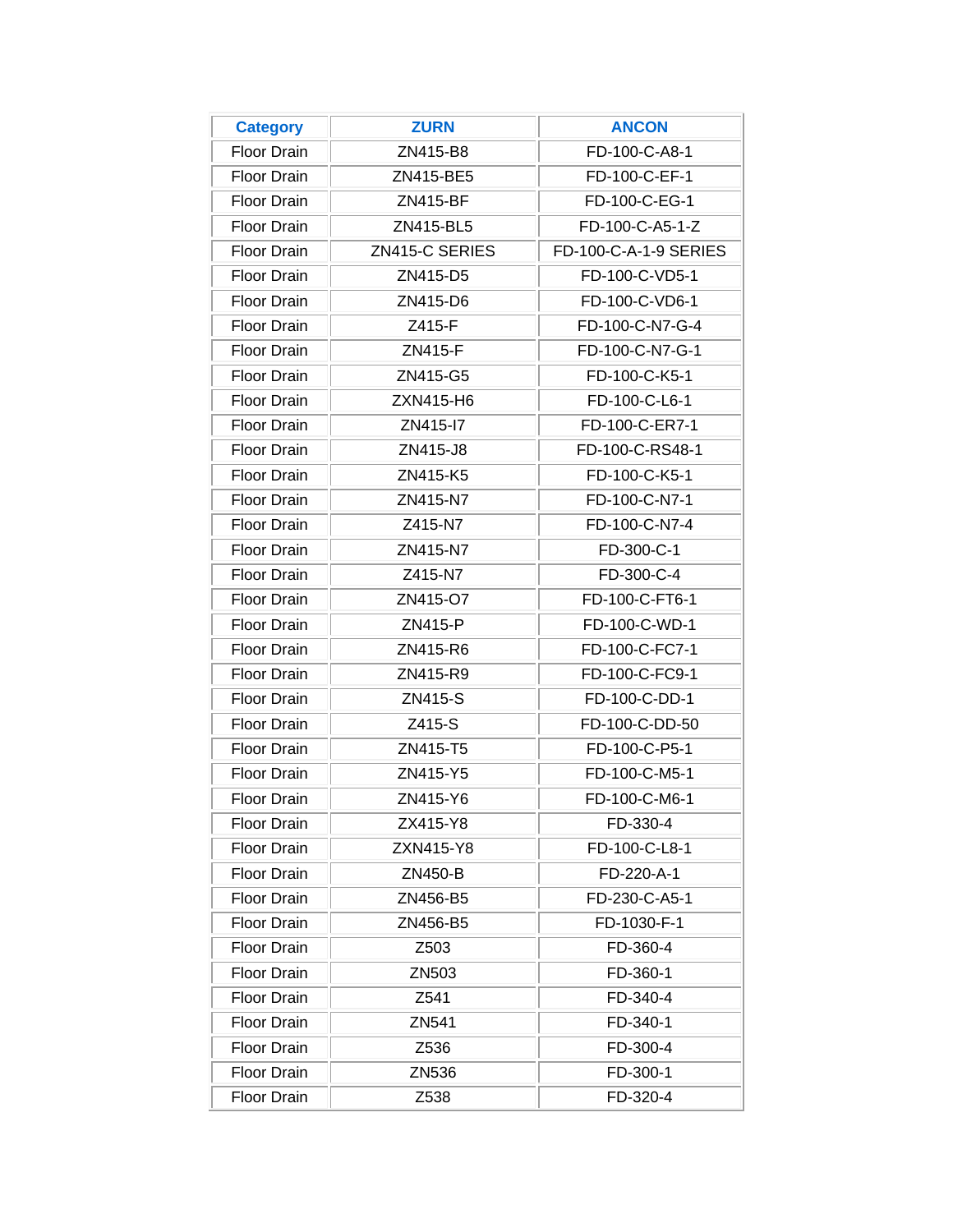| Category | ZURN | ANCON |
| --- | --- | --- |
| Floor Drain | ZN415-B8 | FD-100-C-A8-1 |
| Floor Drain | ZN415-BE5 | FD-100-C-EF-1 |
| Floor Drain | ZN415-BF | FD-100-C-EG-1 |
| Floor Drain | ZN415-BL5 | FD-100-C-A5-1-Z |
| Floor Drain | ZN415-C SERIES | FD-100-C-A-1-9 SERIES |
| Floor Drain | ZN415-D5 | FD-100-C-VD5-1 |
| Floor Drain | ZN415-D6 | FD-100-C-VD6-1 |
| Floor Drain | Z415-F | FD-100-C-N7-G-4 |
| Floor Drain | ZN415-F | FD-100-C-N7-G-1 |
| Floor Drain | ZN415-G5 | FD-100-C-K5-1 |
| Floor Drain | ZXN415-H6 | FD-100-C-L6-1 |
| Floor Drain | ZN415-I7 | FD-100-C-ER7-1 |
| Floor Drain | ZN415-J8 | FD-100-C-RS48-1 |
| Floor Drain | ZN415-K5 | FD-100-C-K5-1 |
| Floor Drain | ZN415-N7 | FD-100-C-N7-1 |
| Floor Drain | Z415-N7 | FD-100-C-N7-4 |
| Floor Drain | ZN415-N7 | FD-300-C-1 |
| Floor Drain | Z415-N7 | FD-300-C-4 |
| Floor Drain | ZN415-O7 | FD-100-C-FT6-1 |
| Floor Drain | ZN415-P | FD-100-C-WD-1 |
| Floor Drain | ZN415-R6 | FD-100-C-FC7-1 |
| Floor Drain | ZN415-R9 | FD-100-C-FC9-1 |
| Floor Drain | ZN415-S | FD-100-C-DD-1 |
| Floor Drain | Z415-S | FD-100-C-DD-50 |
| Floor Drain | ZN415-T5 | FD-100-C-P5-1 |
| Floor Drain | ZN415-Y5 | FD-100-C-M5-1 |
| Floor Drain | ZN415-Y6 | FD-100-C-M6-1 |
| Floor Drain | ZX415-Y8 | FD-330-4 |
| Floor Drain | ZXN415-Y8 | FD-100-C-L8-1 |
| Floor Drain | ZN450-B | FD-220-A-1 |
| Floor Drain | ZN456-B5 | FD-230-C-A5-1 |
| Floor Drain | ZN456-B5 | FD-1030-F-1 |
| Floor Drain | Z503 | FD-360-4 |
| Floor Drain | ZN503 | FD-360-1 |
| Floor Drain | Z541 | FD-340-4 |
| Floor Drain | ZN541 | FD-340-1 |
| Floor Drain | Z536 | FD-300-4 |
| Floor Drain | ZN536 | FD-300-1 |
| Floor Drain | Z538 | FD-320-4 |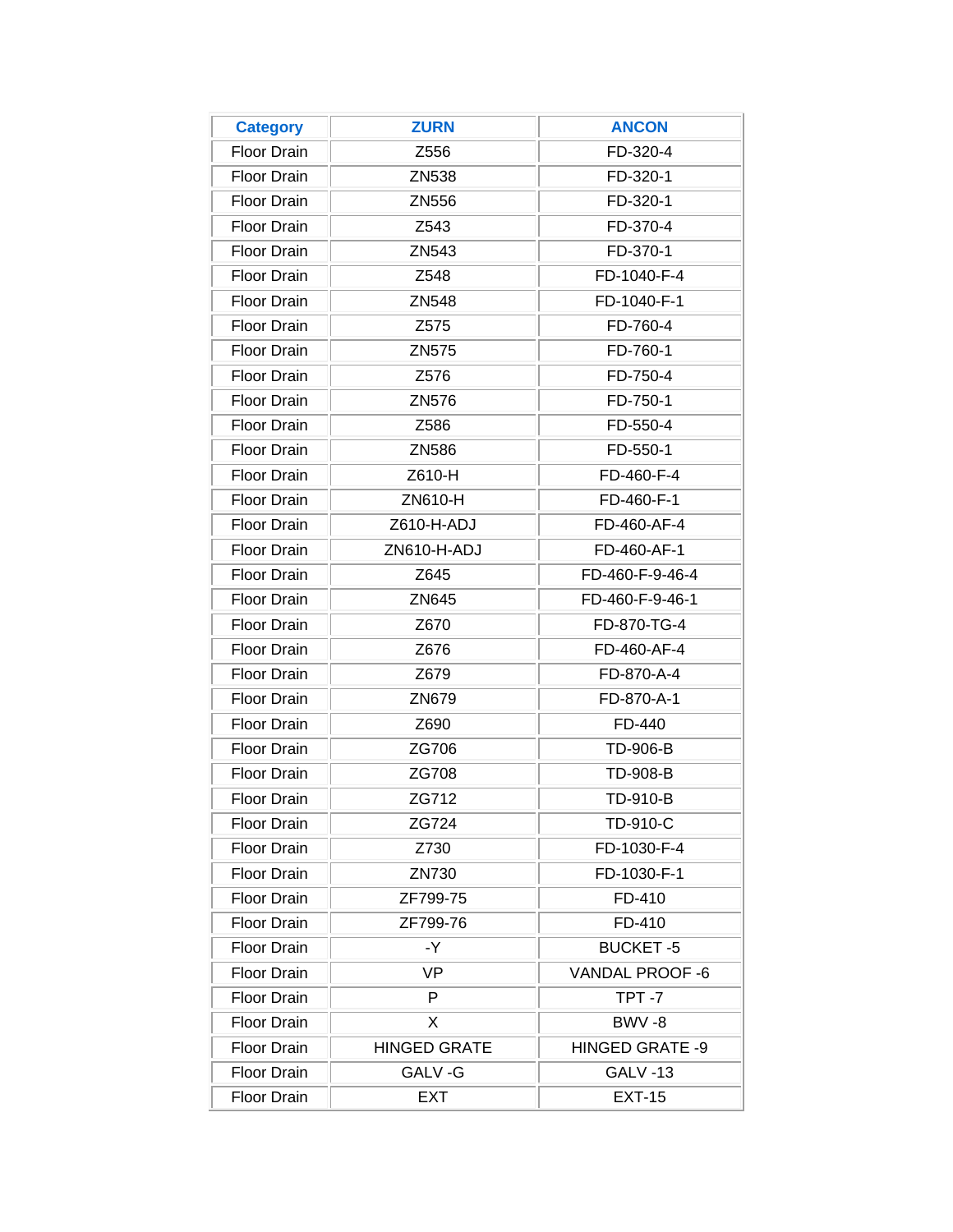| Category | ZURN | ANCON |
| --- | --- | --- |
| Floor Drain | Z556 | FD-320-4 |
| Floor Drain | ZN538 | FD-320-1 |
| Floor Drain | ZN556 | FD-320-1 |
| Floor Drain | Z543 | FD-370-4 |
| Floor Drain | ZN543 | FD-370-1 |
| Floor Drain | Z548 | FD-1040-F-4 |
| Floor Drain | ZN548 | FD-1040-F-1 |
| Floor Drain | Z575 | FD-760-4 |
| Floor Drain | ZN575 | FD-760-1 |
| Floor Drain | Z576 | FD-750-4 |
| Floor Drain | ZN576 | FD-750-1 |
| Floor Drain | Z586 | FD-550-4 |
| Floor Drain | ZN586 | FD-550-1 |
| Floor Drain | Z610-H | FD-460-F-4 |
| Floor Drain | ZN610-H | FD-460-F-1 |
| Floor Drain | Z610-H-ADJ | FD-460-AF-4 |
| Floor Drain | ZN610-H-ADJ | FD-460-AF-1 |
| Floor Drain | Z645 | FD-460-F-9-46-4 |
| Floor Drain | ZN645 | FD-460-F-9-46-1 |
| Floor Drain | Z670 | FD-870-TG-4 |
| Floor Drain | Z676 | FD-460-AF-4 |
| Floor Drain | Z679 | FD-870-A-4 |
| Floor Drain | ZN679 | FD-870-A-1 |
| Floor Drain | Z690 | FD-440 |
| Floor Drain | ZG706 | TD-906-B |
| Floor Drain | ZG708 | TD-908-B |
| Floor Drain | ZG712 | TD-910-B |
| Floor Drain | ZG724 | TD-910-C |
| Floor Drain | Z730 | FD-1030-F-4 |
| Floor Drain | ZN730 | FD-1030-F-1 |
| Floor Drain | ZF799-75 | FD-410 |
| Floor Drain | ZF799-76 | FD-410 |
| Floor Drain | -Y | BUCKET -5 |
| Floor Drain | VP | VANDAL PROOF -6 |
| Floor Drain | P | TPT -7 |
| Floor Drain | X | BWV -8 |
| Floor Drain | HINGED GRATE | HINGED GRATE -9 |
| Floor Drain | GALV -G | GALV -13 |
| Floor Drain | EXT | EXT-15 |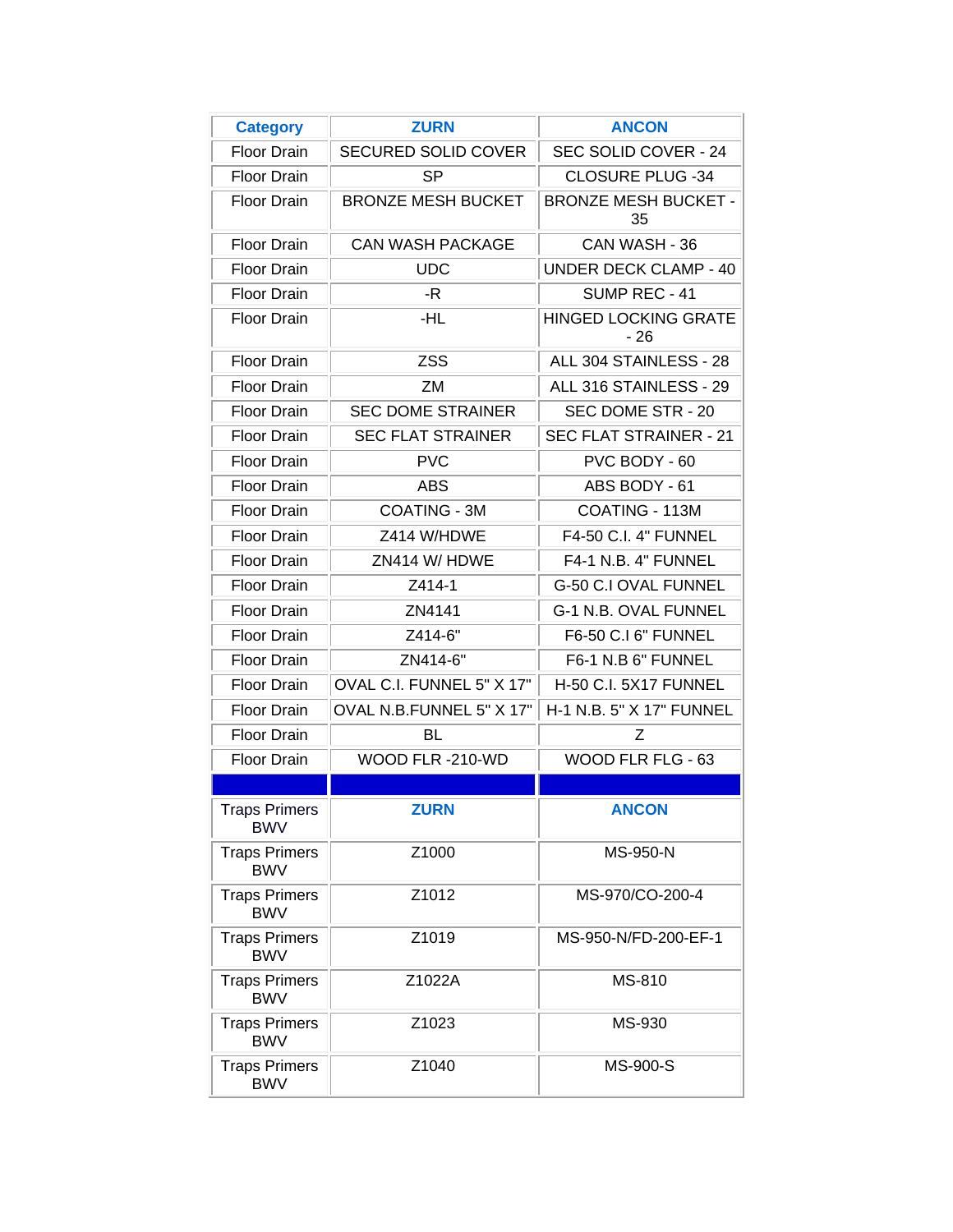| Category | ZURN | ANCON |
|---|---|---|
| Floor Drain | SECURED SOLID COVER | SEC SOLID COVER - 24 |
| Floor Drain | SP | CLOSURE PLUG -34 |
| Floor Drain | BRONZE MESH BUCKET | BRONZE MESH BUCKET - 35 |
| Floor Drain | CAN WASH PACKAGE | CAN WASH - 36 |
| Floor Drain | UDC | UNDER DECK CLAMP - 40 |
| Floor Drain | -R | SUMP REC - 41 |
| Floor Drain | -HL | HINGED LOCKING GRATE - 26 |
| Floor Drain | ZSS | ALL 304 STAINLESS - 28 |
| Floor Drain | ZM | ALL 316 STAINLESS - 29 |
| Floor Drain | SEC DOME STRAINER | SEC DOME STR - 20 |
| Floor Drain | SEC FLAT STRAINER | SEC FLAT STRAINER - 21 |
| Floor Drain | PVC | PVC BODY - 60 |
| Floor Drain | ABS | ABS BODY - 61 |
| Floor Drain | COATING - 3M | COATING - 113M |
| Floor Drain | Z414 W/HDWE | F4-50 C.I. 4" FUNNEL |
| Floor Drain | ZN414 W/ HDWE | F4-1 N.B. 4" FUNNEL |
| Floor Drain | Z414-1 | G-50 C.I OVAL FUNNEL |
| Floor Drain | ZN4141 | G-1 N.B. OVAL FUNNEL |
| Floor Drain | Z414-6" | F6-50 C.I 6" FUNNEL |
| Floor Drain | ZN414-6" | F6-1 N.B 6" FUNNEL |
| Floor Drain | OVAL C.I. FUNNEL 5" X 17" | H-50 C.I. 5X17 FUNNEL |
| Floor Drain | OVAL N.B.FUNNEL 5" X 17" | H-1 N.B. 5" X 17" FUNNEL |
| Floor Drain | BL | Z |
| Floor Drain | WOOD FLR -210-WD | WOOD FLR FLG - 63 |
| | | |
| Traps Primers BWV | **ZURN** | **ANCON** |
| Traps Primers BWV | Z1000 | MS-950-N |
| Traps Primers BWV | Z1012 | MS-970/CO-200-4 |
| Traps Primers BWV | Z1019 | MS-950-N/FD-200-EF-1 |
| Traps Primers BWV | Z1022A | MS-810 |
| Traps Primers BWV | Z1023 | MS-930 |
| Traps Primers BWV | Z1040 | MS-900-S |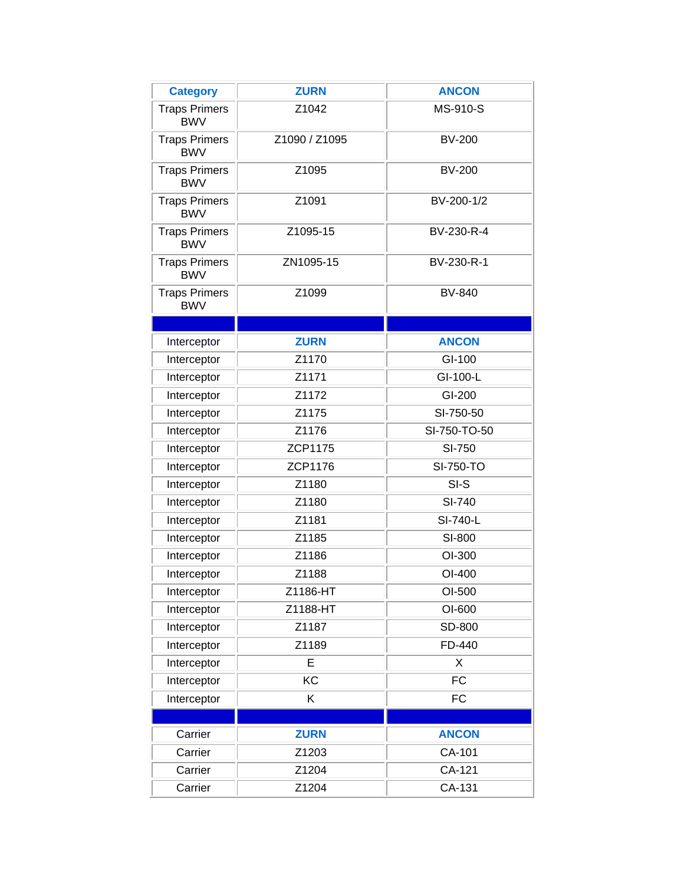| Category | ZURN | ANCON |
| --- | --- | --- |
| Traps Primers BWV | Z1042 | MS-910-S |
| Traps Primers BWV | Z1090 / Z1095 | BV-200 |
| Traps Primers BWV | Z1095 | BV-200 |
| Traps Primers BWV | Z1091 | BV-200-1/2 |
| Traps Primers BWV | Z1095-15 | BV-230-R-4 |
| Traps Primers BWV | ZN1095-15 | BV-230-R-1 |
| Traps Primers BWV | Z1099 | BV-840 |
| | | |
| Interceptor | ZURN | ANCON |
| Interceptor | Z1170 | GI-100 |
| Interceptor | Z1171 | GI-100-L |
| Interceptor | Z1172 | GI-200 |
| Interceptor | Z1175 | SI-750-50 |
| Interceptor | Z1176 | SI-750-TO-50 |
| Interceptor | ZCP1175 | SI-750 |
| Interceptor | ZCP1176 | SI-750-TO |
| Interceptor | Z1180 | SI-S |
| Interceptor | Z1180 | SI-740 |
| Interceptor | Z1181 | SI-740-L |
| Interceptor | Z1185 | SI-800 |
| Interceptor | Z1186 | OI-300 |
| Interceptor | Z1188 | OI-400 |
| Interceptor | Z1186-HT | OI-500 |
| Interceptor | Z1188-HT | OI-600 |
| Interceptor | Z1187 | SD-800 |
| Interceptor | Z1189 | FD-440 |
| Interceptor | E | X |
| Interceptor | KC | FC |
| Interceptor | K | FC |
| | | |
| Carrier | ZURN | ANCON |
| Carrier | Z1203 | CA-101 |
| Carrier | Z1204 | CA-121 |
| Carrier | Z1204 | CA-131 |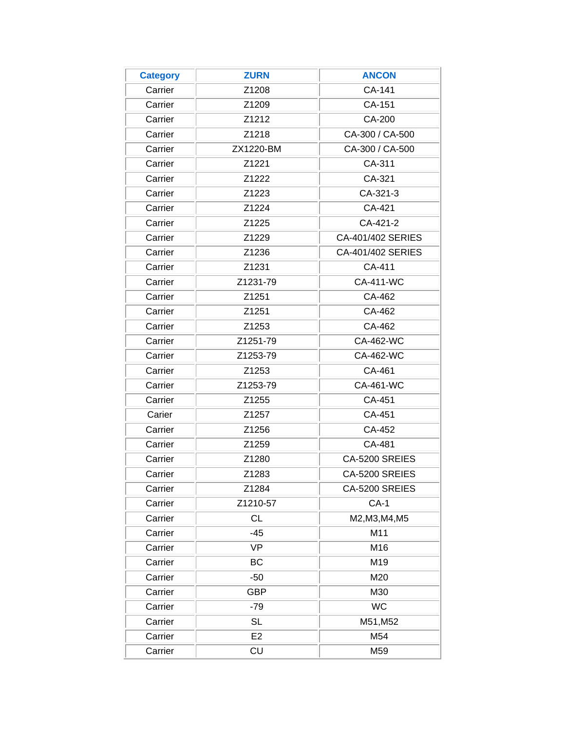| Category | ZURN | ANCON |
|---|---|---|
| Carrier | Z1208 | CA-141 |
| Carrier | Z1209 | CA-151 |
| Carrier | Z1212 | CA-200 |
| Carrier | Z1218 | CA-300 / CA-500 |
| Carrier | ZX1220-BM | CA-300 / CA-500 |
| Carrier | Z1221 | CA-311 |
| Carrier | Z1222 | CA-321 |
| Carrier | Z1223 | CA-321-3 |
| Carrier | Z1224 | CA-421 |
| Carrier | Z1225 | CA-421-2 |
| Carrier | Z1229 | CA-401/402 SERIES |
| Carrier | Z1236 | CA-401/402 SERIES |
| Carrier | Z1231 | CA-411 |
| Carrier | Z1231-79 | CA-411-WC |
| Carrier | Z1251 | CA-462 |
| Carrier | Z1251 | CA-462 |
| Carrier | Z1253 | CA-462 |
| Carrier | Z1251-79 | CA-462-WC |
| Carrier | Z1253-79 | CA-462-WC |
| Carrier | Z1253 | CA-461 |
| Carrier | Z1253-79 | CA-461-WC |
| Carrier | Z1255 | CA-451 |
| Carier | Z1257 | CA-451 |
| Carrier | Z1256 | CA-452 |
| Carrier | Z1259 | CA-481 |
| Carrier | Z1280 | CA-5200 SREIES |
| Carrier | Z1283 | CA-5200 SREIES |
| Carrier | Z1284 | CA-5200 SREIES |
| Carrier | Z1210-57 | CA-1 |
| Carrier | CL | M2,M3,M4,M5 |
| Carrier | -45 | M11 |
| Carrier | VP | M16 |
| Carrier | BC | M19 |
| Carrier | -50 | M20 |
| Carrier | GBP | M30 |
| Carrier | -79 | WC |
| Carrier | SL | M51,M52 |
| Carrier | E2 | M54 |
| Carrier | CU | M59 |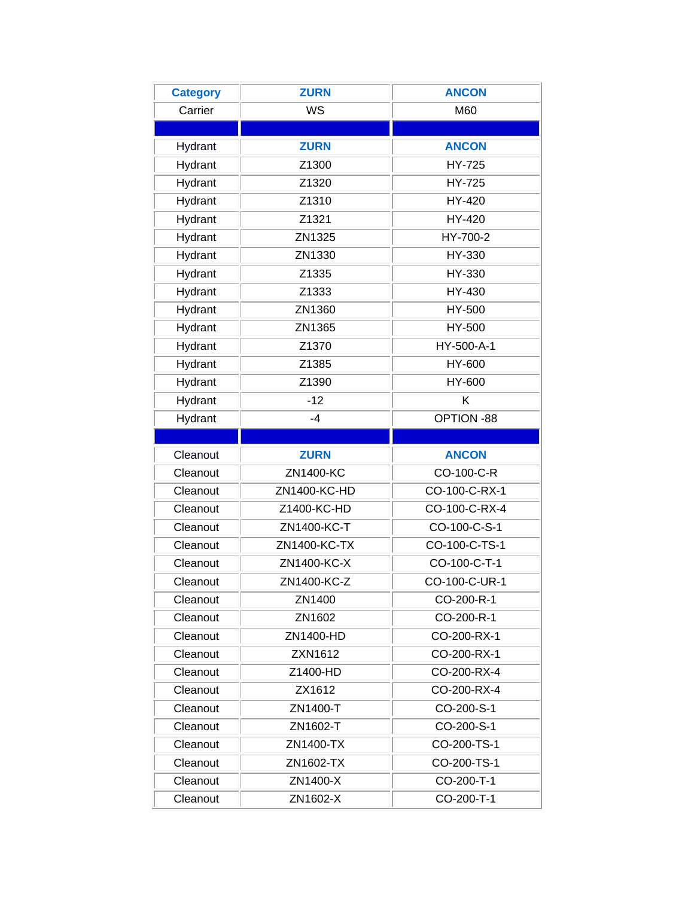| Category | ZURN | ANCON |
| --- | --- | --- |
| Carrier | WS | M60 |
| | | |
| Hydrant | ZURN | ANCON |
| Hydrant | Z1300 | HY-725 |
| Hydrant | Z1320 | HY-725 |
| Hydrant | Z1310 | HY-420 |
| Hydrant | Z1321 | HY-420 |
| Hydrant | ZN1325 | HY-700-2 |
| Hydrant | ZN1330 | HY-330 |
| Hydrant | Z1335 | HY-330 |
| Hydrant | Z1333 | HY-430 |
| Hydrant | ZN1360 | HY-500 |
| Hydrant | ZN1365 | HY-500 |
| Hydrant | Z1370 | HY-500-A-1 |
| Hydrant | Z1385 | HY-600 |
| Hydrant | Z1390 | HY-600 |
| Hydrant | -12 | K |
| Hydrant | -4 | OPTION -88 |
| | | |
| Cleanout | ZURN | ANCON |
| Cleanout | ZN1400-KC | CO-100-C-R |
| Cleanout | ZN1400-KC-HD | CO-100-C-RX-1 |
| Cleanout | Z1400-KC-HD | CO-100-C-RX-4 |
| Cleanout | ZN1400-KC-T | CO-100-C-S-1 |
| Cleanout | ZN1400-KC-TX | CO-100-C-TS-1 |
| Cleanout | ZN1400-KC-X | CO-100-C-T-1 |
| Cleanout | ZN1400-KC-Z | CO-100-C-UR-1 |
| Cleanout | ZN1400 | CO-200-R-1 |
| Cleanout | ZN1602 | CO-200-R-1 |
| Cleanout | ZN1400-HD | CO-200-RX-1 |
| Cleanout | ZXN1612 | CO-200-RX-1 |
| Cleanout | Z1400-HD | CO-200-RX-4 |
| Cleanout | ZX1612 | CO-200-RX-4 |
| Cleanout | ZN1400-T | CO-200-S-1 |
| Cleanout | ZN1602-T | CO-200-S-1 |
| Cleanout | ZN1400-TX | CO-200-TS-1 |
| Cleanout | ZN1602-TX | CO-200-TS-1 |
| Cleanout | ZN1400-X | CO-200-T-1 |
| Cleanout | ZN1602-X | CO-200-T-1 |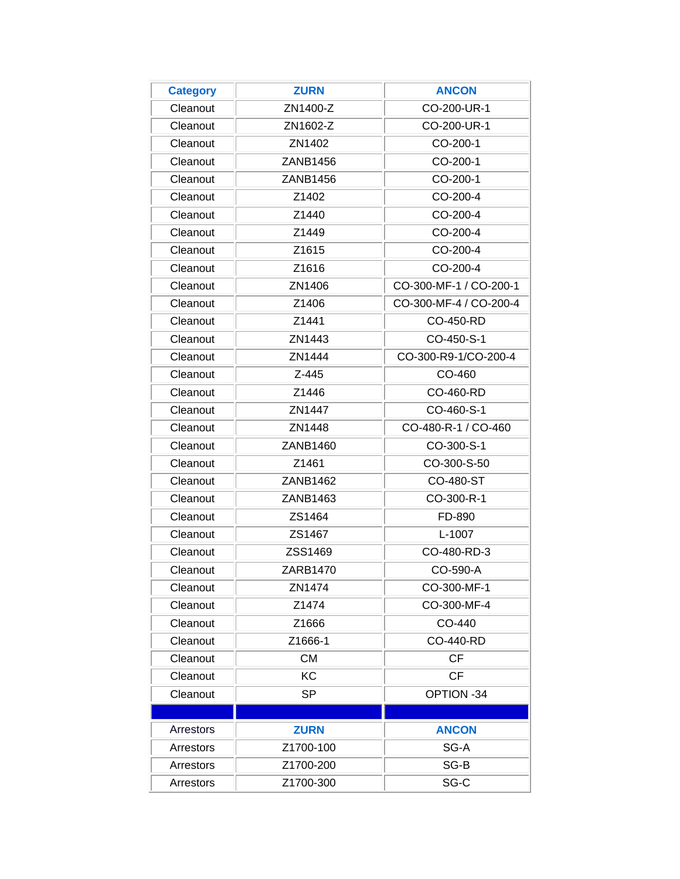| Category | ZURN | ANCON |
| --- | --- | --- |
| Cleanout | ZN1400-Z | CO-200-UR-1 |
| Cleanout | ZN1602-Z | CO-200-UR-1 |
| Cleanout | ZN1402 | CO-200-1 |
| Cleanout | ZANB1456 | CO-200-1 |
| Cleanout | ZANB1456 | CO-200-1 |
| Cleanout | Z1402 | CO-200-4 |
| Cleanout | Z1440 | CO-200-4 |
| Cleanout | Z1449 | CO-200-4 |
| Cleanout | Z1615 | CO-200-4 |
| Cleanout | Z1616 | CO-200-4 |
| Cleanout | ZN1406 | CO-300-MF-1 / CO-200-1 |
| Cleanout | Z1406 | CO-300-MF-4 / CO-200-4 |
| Cleanout | Z1441 | CO-450-RD |
| Cleanout | ZN1443 | CO-450-S-1 |
| Cleanout | ZN1444 | CO-300-R9-1/CO-200-4 |
| Cleanout | Z-445 | CO-460 |
| Cleanout | Z1446 | CO-460-RD |
| Cleanout | ZN1447 | CO-460-S-1 |
| Cleanout | ZN1448 | CO-480-R-1 / CO-460 |
| Cleanout | ZANB1460 | CO-300-S-1 |
| Cleanout | Z1461 | CO-300-S-50 |
| Cleanout | ZANB1462 | CO-480-ST |
| Cleanout | ZANB1463 | CO-300-R-1 |
| Cleanout | ZS1464 | FD-890 |
| Cleanout | ZS1467 | L-1007 |
| Cleanout | ZSS1469 | CO-480-RD-3 |
| Cleanout | ZARB1470 | CO-590-A |
| Cleanout | ZN1474 | CO-300-MF-1 |
| Cleanout | Z1474 | CO-300-MF-4 |
| Cleanout | Z1666 | CO-440 |
| Cleanout | Z1666-1 | CO-440-RD |
| Cleanout | CM | CF |
| Cleanout | KC | CF |
| Cleanout | SP | OPTION -34 |
| | | |
| Arrestors | ZURN | ANCON |
| Arrestors | Z1700-100 | SG-A |
| Arrestors | Z1700-200 | SG-B |
| Arrestors | Z1700-300 | SG-C |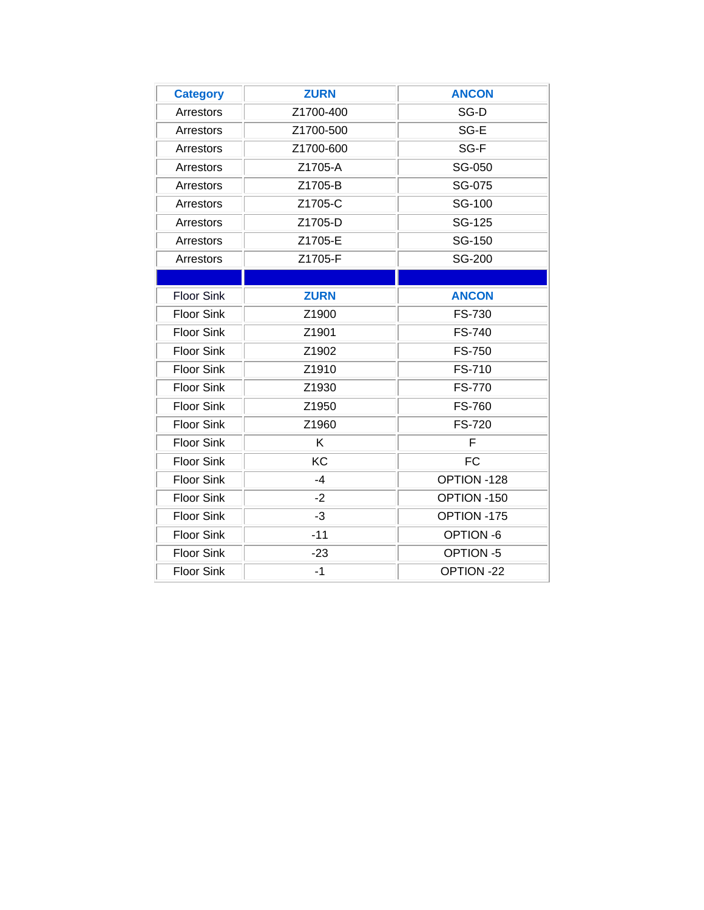| Category | ZURN | ANCON |
|---|---|---|
| Arrestors | Z1700-400 | SG-D |
| Arrestors | Z1700-500 | SG-E |
| Arrestors | Z1700-600 | SG-F |
| Arrestors | Z1705-A | SG-050 |
| Arrestors | Z1705-B | SG-075 |
| Arrestors | Z1705-C | SG-100 |
| Arrestors | Z1705-D | SG-125 |
| Arrestors | Z1705-E | SG-150 |
| Arrestors | Z1705-F | SG-200 |
| | | |
| Floor Sink | ZURN | ANCON |
| Floor Sink | Z1900 | FS-730 |
| Floor Sink | Z1901 | FS-740 |
| Floor Sink | Z1902 | FS-750 |
| Floor Sink | Z1910 | FS-710 |
| Floor Sink | Z1930 | FS-770 |
| Floor Sink | Z1950 | FS-760 |
| Floor Sink | Z1960 | FS-720 |
| Floor Sink | K | F |
| Floor Sink | KC | FC |
| Floor Sink | -4 | OPTION -128 |
| Floor Sink | -2 | OPTION -150 |
| Floor Sink | -3 | OPTION -175 |
| Floor Sink | -11 | OPTION -6 |
| Floor Sink | -23 | OPTION -5 |
| Floor Sink | -1 | OPTION -22 |